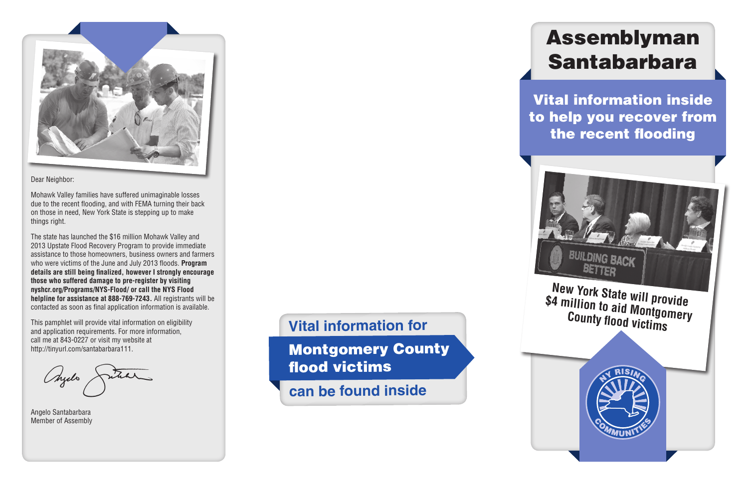Dear Neighbor:

Mohawk Valley families have suffered unimaginable losses due to the recent flooding, and with FEMA turning their back on those in need, New York State is stepping up to make things right.

The state has launched the $16 million Mohawk Valley and 2013 Upstate Flood Recovery Program to provide immediate assistance to those homeowners, business owners and farmers who were victims of the June and July 2013 floods. **Program details are still being finalized, however I strongly encourage those who suffered damage to pre-register by visiting nyshcr.org/Programs/NYS-Flood/ or call the NYS Flood helpline for assistance at 888-769-7243.** All registrants will be contacted as soon as final application information is available.

This pamphlet will provide vital information on eligibility and application requirements. For more information, call me at 843-0227 or visit my website at http://tinyurl.com/santabarbara111.

Angelo Santabarbara
Member of Assembly

## Vital information for **Montgomery County flood victims** can be found inside

# Assemblyman Santabarbara

## Vital information inside to help you recover from the recent flooding

BUILDING BACK BETTER

**New York State will provide $4 million to aid Montgomery County flood victims**

NY RISING COMMUNITIES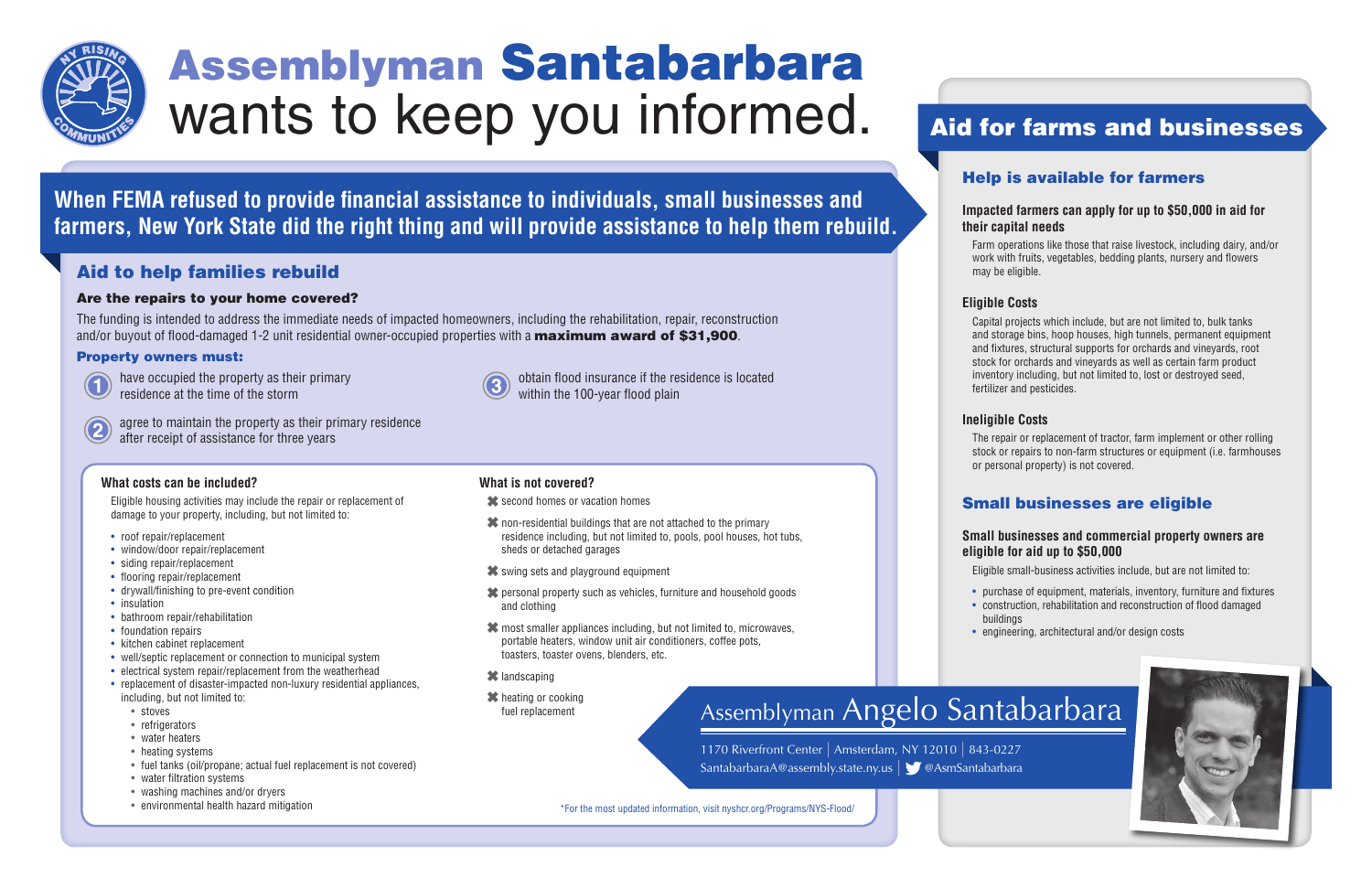# Assemblyman Santabarbara wants to keep you informed.

## When FEMA refused to provide financial assistance to individuals, small businesses and farmers, New York State did the right thing and will provide assistance to help them rebuild.

### Aid to help families rebuild

**Are the repairs to your home covered?**

The funding is intended to address the immediate needs of impacted homeowners, including the rehabilitation, repair, reconstruction and/or buyout of flood-damaged 1-2 unit residential owner-occupied properties with a **maximum award of $31,900**.

**Property owners must:**

1. have occupied the property as their primary residence at the time of the storm
2. agree to maintain the property as their primary residence after receipt of assistance for three years
3. obtain flood insurance if the residence is located within the 100-year flood plain

#### What costs can be included?

Eligible housing activities may include the repair or replacement of damage to your property, including, but not limited to:

- roof repair/replacement
- window/door repair/replacement
- siding repair/replacement
- flooring repair/replacement
- drywall/finishing to pre-event condition
- insulation
- bathroom repair/rehabilitation
- foundation repairs
- kitchen cabinet replacement
- well/septic replacement or connection to municipal system
- electrical system repair/replacement from the weatherhead
- replacement of disaster-impacted non-luxury residential appliances, including, but not limited to:
  - stoves
  - refrigerators
  - water heaters
  - heating systems
  - fuel tanks (oil/propane; actual fuel replacement is not covered)
  - water filtration systems
  - washing machines and/or dryers
  - environmental health hazard mitigation

#### What is not covered?

- ✖ second homes or vacation homes
- ✖ non-residential buildings that are not attached to the primary residence including, but not limited to, pools, pool houses, hot tubs, sheds or detached garages
- ✖ swing sets and playground equipment
- ✖ personal property such as vehicles, furniture and household goods and clothing
- ✖ most smaller appliances including, but not limited to, microwaves, portable heaters, window unit air conditioners, coffee pots, toasters, toaster ovens, blenders, etc.
- ✖ landscaping
- ✖ heating or cooking fuel replacement

*For the most updated information, visit nyshcr.org/Programs/NYS-Flood/

## Aid for farms and businesses

### Help is available for farmers

**Impacted farmers can apply for up to $50,000 in aid for their capital needs**

Farm operations like those that raise livestock, including dairy, and/or work with fruits, vegetables, bedding plants, nursery and flowers may be eligible.

**Eligible Costs**

Capital projects which include, but are not limited to, bulk tanks and storage bins, hoop houses, high tunnels, permanent equipment and fixtures, structural supports for orchards and vineyards, root stock for orchards and vineyards as well as certain farm product inventory including, but not limited to, lost or destroyed seed, fertilizer and pesticides.

**Ineligible Costs**

The repair or replacement of tractor, farm implement or other rolling stock or repairs to non-farm structures or equipment (i.e. farmhouses or personal property) is not covered.

### Small businesses are eligible

**Small businesses and commercial property owners are eligible for aid up to $50,000**

Eligible small-business activities include, but are not limited to:

- purchase of equipment, materials, inventory, furniture and fixtures
- construction, rehabilitation and reconstruction of flood damaged buildings
- engineering, architectural and/or design costs

Assemblyman Angelo Santabarbara

1170 Riverfront Center | Amsterdam, NY 12010 | 843-0227
SantabarbaraA@assembly.state.ny.us | @AsmSantabarbara